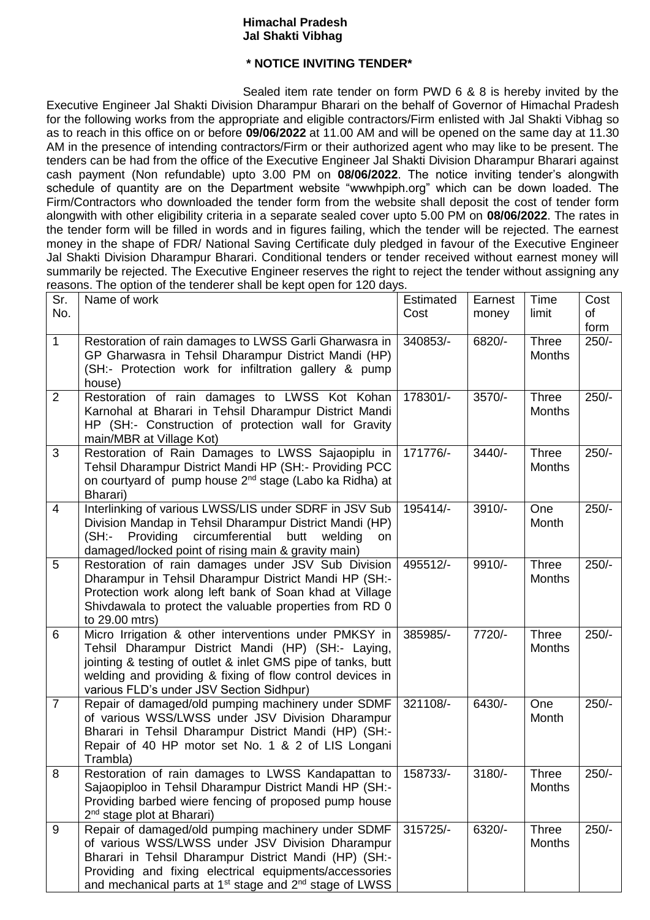**Himachal Pradesh**
**Jal Shakti Vibhag**

**\* NOTICE INVITING TENDER\***

Sealed item rate tender on form PWD 6 & 8 is hereby invited by the Executive Engineer Jal Shakti Division Dharampur Bharari on the behalf of Governor of Himachal Pradesh for the following works from the appropriate and eligible contractors/Firm enlisted with Jal Shakti Vibhag so as to reach in this office on or before **09/06/2022** at 11.00 AM and will be opened on the same day at 11.30 AM in the presence of intending contractors/Firm or their authorized agent who may like to be present. The tenders can be had from the office of the Executive Engineer Jal Shakti Division Dharampur Bharari against cash payment (Non refundable) upto 3.00 PM on **08/06/2022**. The notice inviting tender's alongwith schedule of quantity are on the Department website "wwwhpiph.org" which can be down loaded. The Firm/Contractors who downloaded the tender form from the website shall deposit the cost of tender form alongwith with other eligibility criteria in a separate sealed cover upto 5.00 PM on **08/06/2022**. The rates in the tender form will be filled in words and in figures failing, which the tender will be rejected. The earnest money in the shape of FDR/ National Saving Certificate duly pledged in favour of the Executive Engineer Jal Shakti Division Dharampur Bharari. Conditional tenders or tender received without earnest money will summarily be rejected. The Executive Engineer reserves the right to reject the tender without assigning any reasons. The option of the tenderer shall be kept open for 120 days.

| Sr. No. | Name of work | Estimated Cost | Earnest money | Time limit | Cost of form |
|---|---|---|---|---|---|
| 1 | Restoration of rain damages to LWSS Garli Gharwasra in GP Gharwasra in Tehsil Dharampur District Mandi (HP) (SH:- Protection work for infiltration gallery & pump house) | 340853/- | 6820/- | Three Months | 250/- |
| 2 | Restoration of rain damages to LWSS Kot Kohan Karnohal at Bharari in Tehsil Dharampur District Mandi HP (SH:- Construction of protection wall for Gravity main/MBR at Village Kot) | 178301/- | 3570/- | Three Months | 250/- |
| 3 | Restoration of Rain Damages to LWSS Sajaopiplu in Tehsil Dharampur District Mandi HP (SH:- Providing PCC on courtyard of pump house 2nd stage (Labo ka Ridha) at Bharari) | 171776/- | 3440/- | Three Months | 250/- |
| 4 | Interlinking of various LWSS/LIS under SDRF in JSV Sub Division Mandap in Tehsil Dharampur District Mandi (HP) (SH:- Providing circumferential butt welding on damaged/locked point of rising main & gravity main) | 195414/- | 3910/- | One Month | 250/- |
| 5 | Restoration of rain damages under JSV Sub Division Dharampur in Tehsil Dharampur District Mandi HP (SH:- Protection work along left bank of Soan khad at Village Shivdawala to protect the valuable properties from RD 0 to 29.00 mtrs) | 495512/- | 9910/- | Three Months | 250/- |
| 6 | Micro Irrigation & other interventions under PMKSY in Tehsil Dharampur District Mandi (HP) (SH:- Laying, jointing & testing of outlet & inlet GMS pipe of tanks, butt welding and providing & fixing of flow control devices in various FLD's under JSV Section Sidhpur) | 385985/- | 7720/- | Three Months | 250/- |
| 7 | Repair of damaged/old pumping machinery under SDMF of various WSS/LWSS under JSV Division Dharampur Bharari in Tehsil Dharampur District Mandi (HP) (SH:- Repair of 40 HP motor set No. 1 & 2 of LIS Longani Trambla) | 321108/- | 6430/- | One Month | 250/- |
| 8 | Restoration of rain damages to LWSS Kandapattan to Sajaopiploo in Tehsil Dharampur District Mandi HP (SH:- Providing barbed wiere fencing of proposed pump house 2nd stage plot at Bharari) | 158733/- | 3180/- | Three Months | 250/- |
| 9 | Repair of damaged/old pumping machinery under SDMF of various WSS/LWSS under JSV Division Dharampur Bharari in Tehsil Dharampur District Mandi (HP) (SH:- Providing and fixing electrical equipments/accessories and mechanical parts at 1st stage and 2nd stage of LWSS | 315725/- | 6320/- | Three Months | 250/- |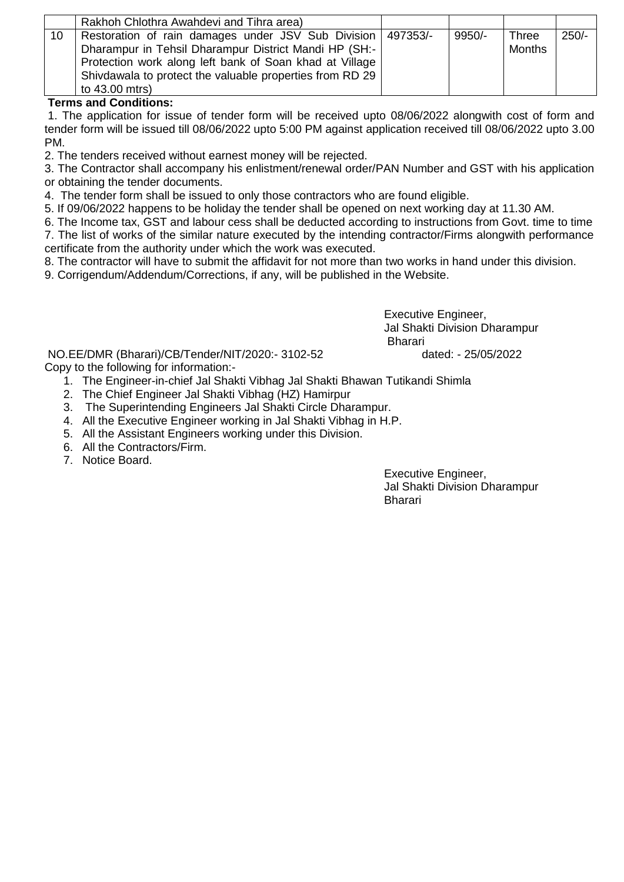| | | | | | |
|---|---|---|---|---|---|
| | Rakhoh Chlothra Awahdevi and Tihra area) | | | | |
| 10 | Restoration of rain damages under JSV Sub Division Dharampur in Tehsil Dharampur District Mandi HP (SH:- Protection work along left bank of Soan khad at Village Shivdawala to protect the valuable properties from RD 29 to 43.00 mtrs) | 497353/- | 9950/- | Three Months | 250/- |

**Terms and Conditions:**

1. The application for issue of tender form will be received upto 08/06/2022 alongwith cost of form and tender form will be issued till 08/06/2022 upto 5:00 PM against application received till 08/06/2022 upto 3.00 PM.
2. The tenders received without earnest money will be rejected.
3. The Contractor shall accompany his enlistment/renewal order/PAN Number and GST with his application or obtaining the tender documents.
4. The tender form shall be issued to only those contractors who are found eligible.
5. If 09/06/2022 happens to be holiday the tender shall be opened on next working day at 11.30 AM.
6. The Income tax, GST and labour cess shall be deducted according to instructions from Govt. time to time
7. The list of works of the similar nature executed by the intending contractor/Firms alongwith performance certificate from the authority under which the work was executed.
8. The contractor will have to submit the affidavit for not more than two works in hand under this division.
9. Corrigendum/Addendum/Corrections, if any, will be published in the Website.

Executive Engineer,
Jal Shakti Division Dharampur
Bharari

NO.EE/DMR (Bharari)/CB/Tender/NIT/2020:- 3102-52 dated: - 25/05/2022

Copy to the following for information:-

1. The Engineer-in-chief Jal Shakti Vibhag Jal Shakti Bhawan Tutikandi Shimla
2. The Chief Engineer Jal Shakti Vibhag (HZ) Hamirpur
3. The Superintending Engineers Jal Shakti Circle Dharampur.
4. All the Executive Engineer working in Jal Shakti Vibhag in H.P.
5. All the Assistant Engineers working under this Division.
6. All the Contractors/Firm.
7. Notice Board.

Executive Engineer,
Jal Shakti Division Dharampur
Bharari